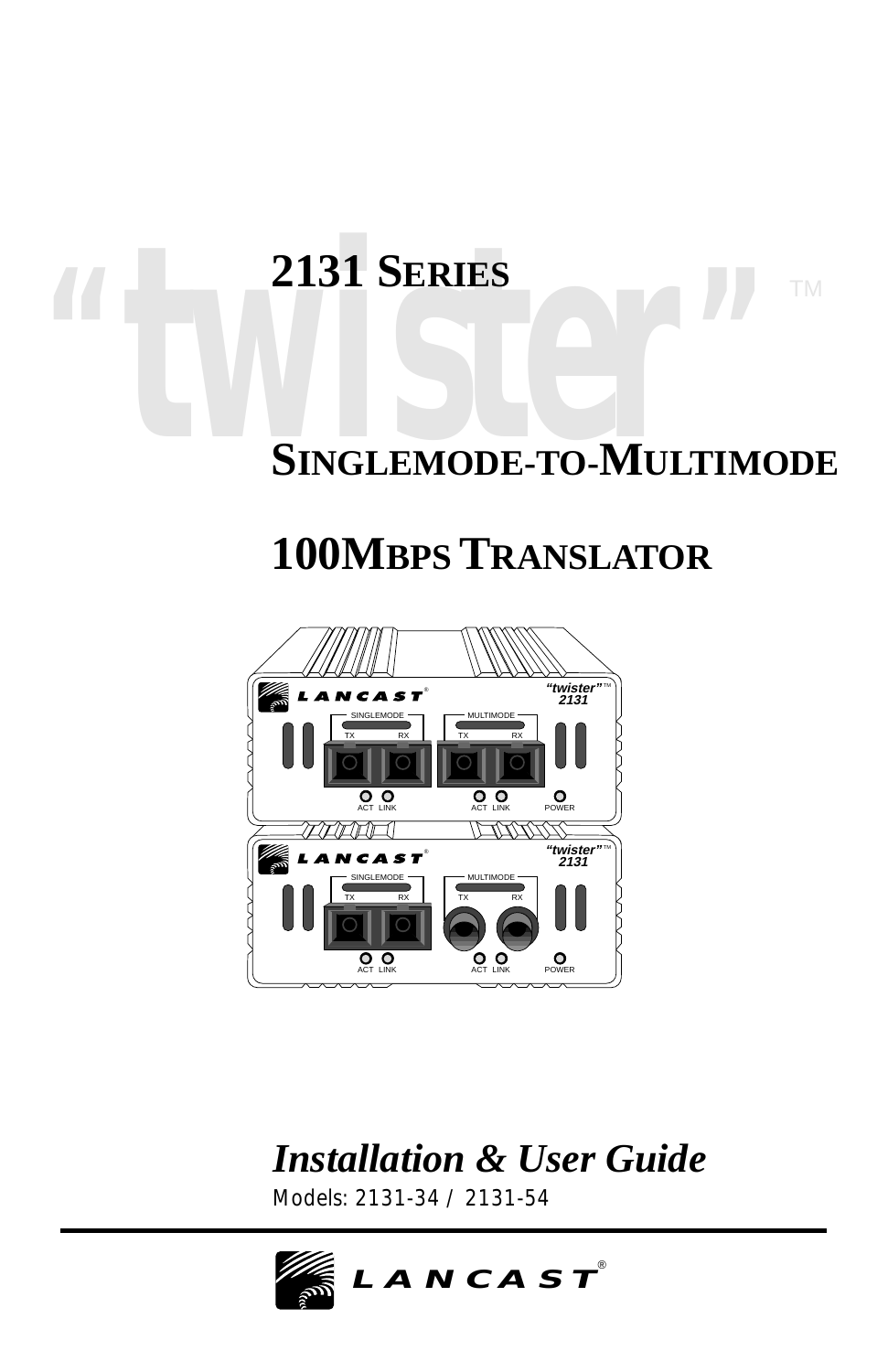# 2131 SERIES

# SINGLEMODE-TO-MULTIMODE 100MBPS TRANSLATOR

*Installation & User Guide*

Models: 2131-34 / 2131-54

LANCAST®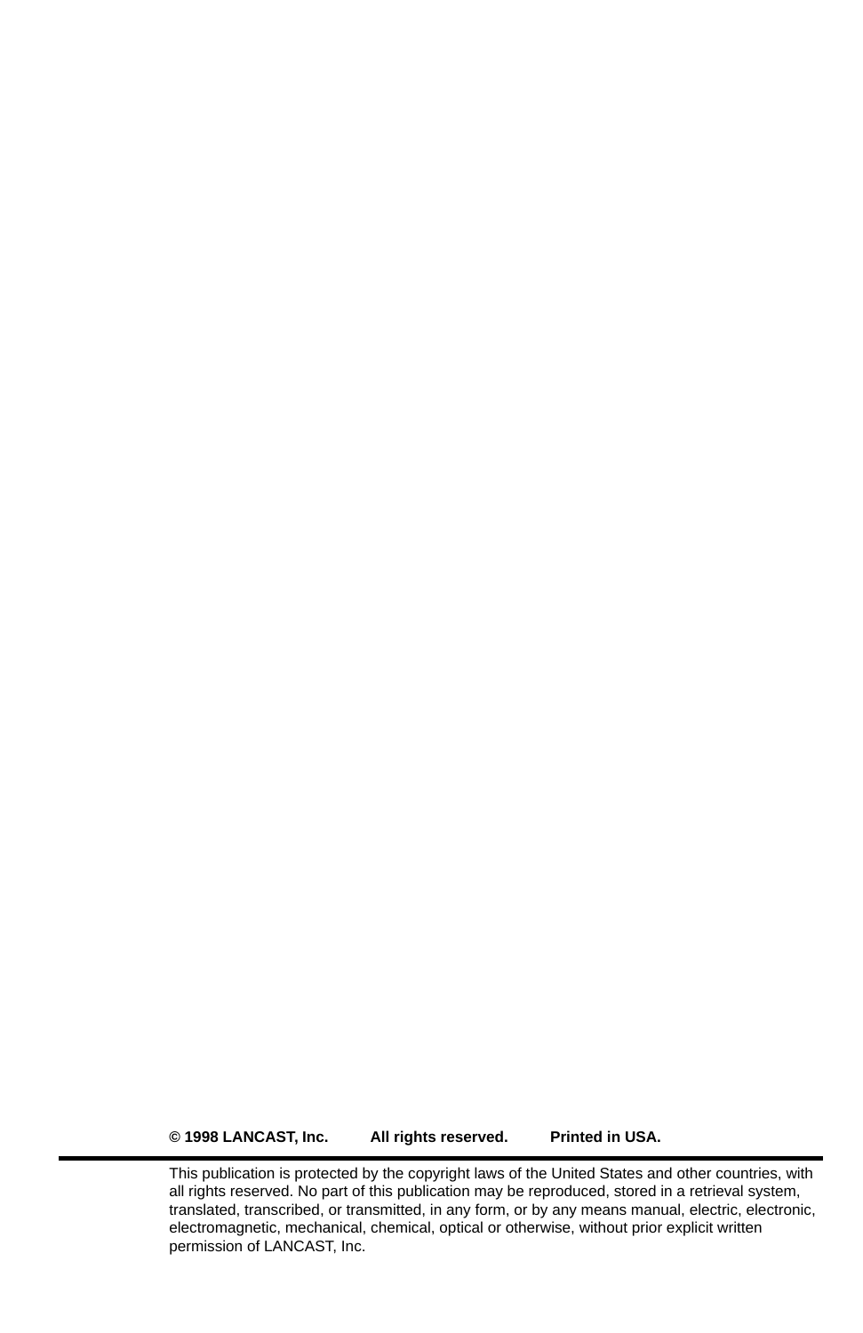**© 1998 LANCAST, Inc.   All rights reserved.   Printed in USA.**

---

This publication is protected by the copyright laws of the United States and other countries, with all rights reserved. No part of this publication may be reproduced, stored in a retrieval system, translated, transcribed, or transmitted, in any form, or by any means manual, electric, electronic, electromagnetic, mechanical, chemical, optical or otherwise, without prior explicit written permission of LANCAST, Inc.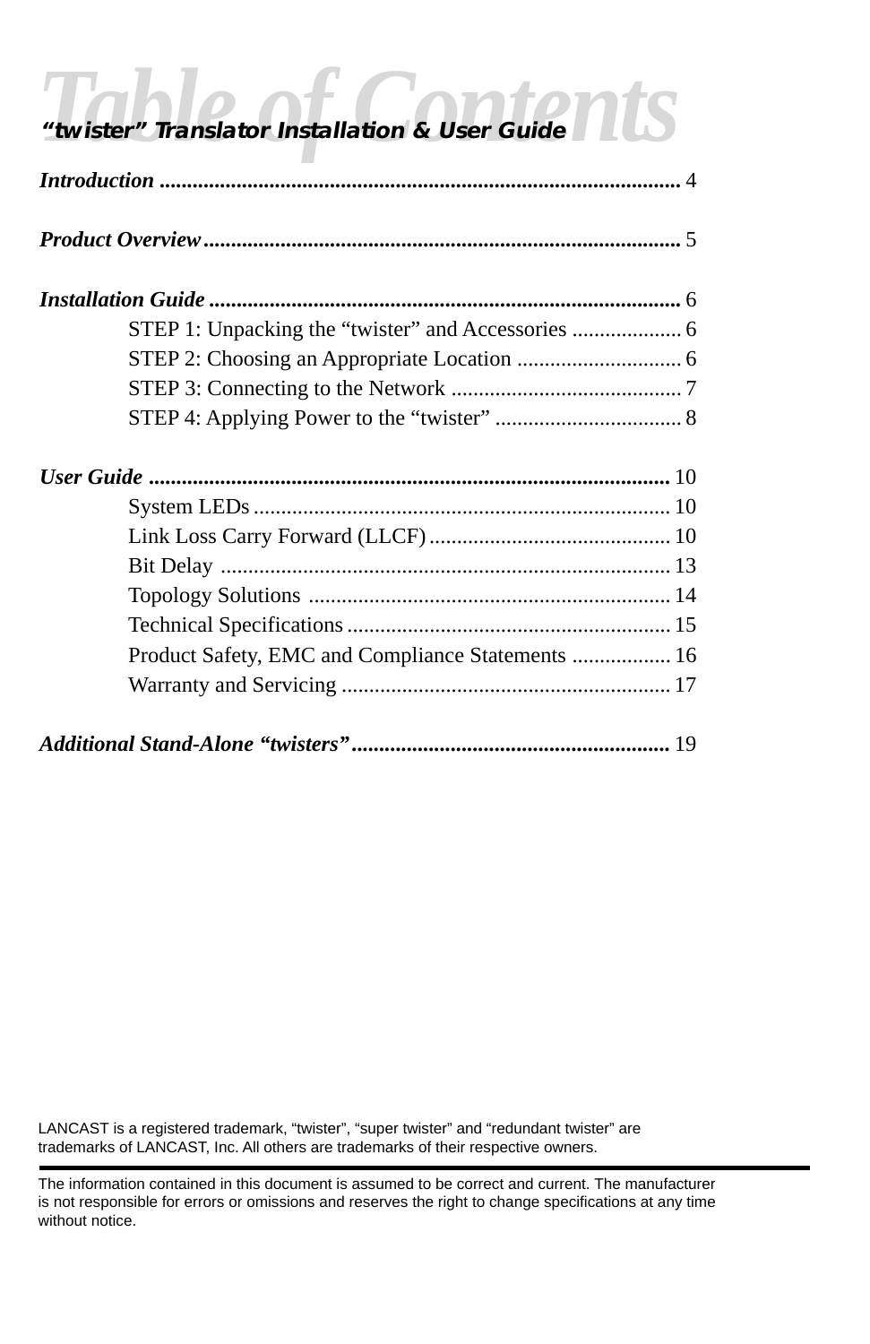# Table of Contents

***"twister" Translator Installation & User Guide***

***Introduction*** ............................................................................................ 4

***Product Overview*** ................................................................................... 5

***Installation Guide*** ................................................................................... 6

- STEP 1: Unpacking the "twister" and Accessories .................... 6
- STEP 2: Choosing an Appropriate Location .............................. 6
- STEP 3: Connecting to the Network .......................................... 7
- STEP 4: Applying Power to the "twister" .................................. 8

***User Guide*** ............................................................................................. 10

- System LEDs ............................................................................ 10
- Link Loss Carry Forward (LLCF) ............................................ 10
- Bit Delay .................................................................................. 13
- Topology Solutions .................................................................. 14
- Technical Specifications ........................................................... 15
- Product Safety, EMC and Compliance Statements .................. 16
- Warranty and Servicing ............................................................ 17

***Additional Stand-Alone "twisters"*** ....................................................... 19

LANCAST is a registered trademark, "twister", "super twister" and "redundant twister" are trademarks of LANCAST, Inc. All others are trademarks of their respective owners.

---

The information contained in this document is assumed to be correct and current. The manufacturer is not responsible for errors or omissions and reserves the right to change specifications at any time without notice.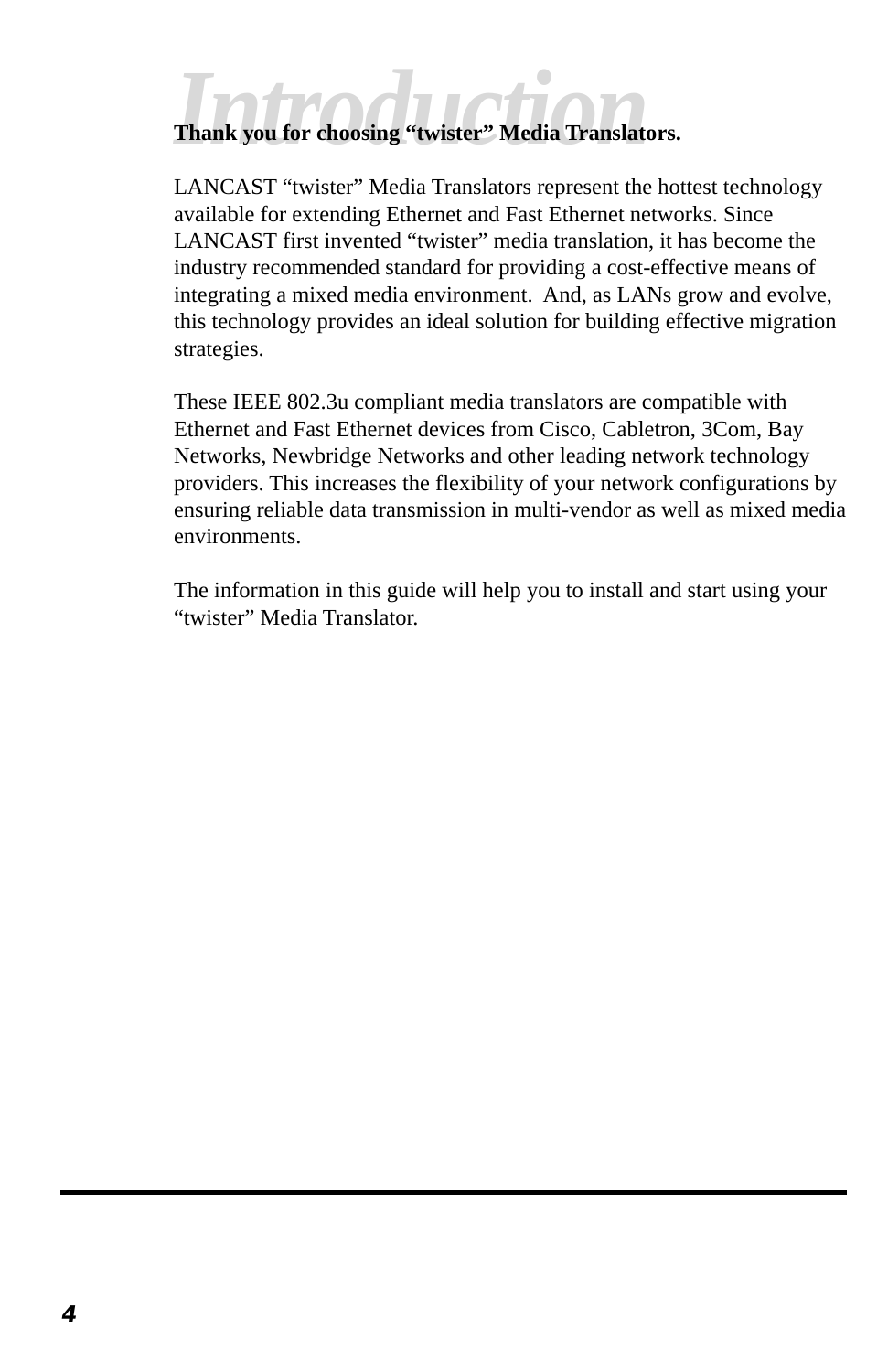# Introduction

**Thank you for choosing “twister” Media Translators.**

LANCAST “twister” Media Translators represent the hottest technology available for extending Ethernet and Fast Ethernet networks. Since LANCAST first invented “twister” media translation, it has become the industry recommended standard for providing a cost-effective means of integrating a mixed media environment. And, as LANs grow and evolve, this technology provides an ideal solution for building effective migration strategies.

These IEEE 802.3u compliant media translators are compatible with Ethernet and Fast Ethernet devices from Cisco, Cabletron, 3Com, Bay Networks, Newbridge Networks and other leading network technology providers. This increases the flexibility of your network configurations by ensuring reliable data transmission in multi-vendor as well as mixed media environments.

The information in this guide will help you to install and start using your “twister” Media Translator.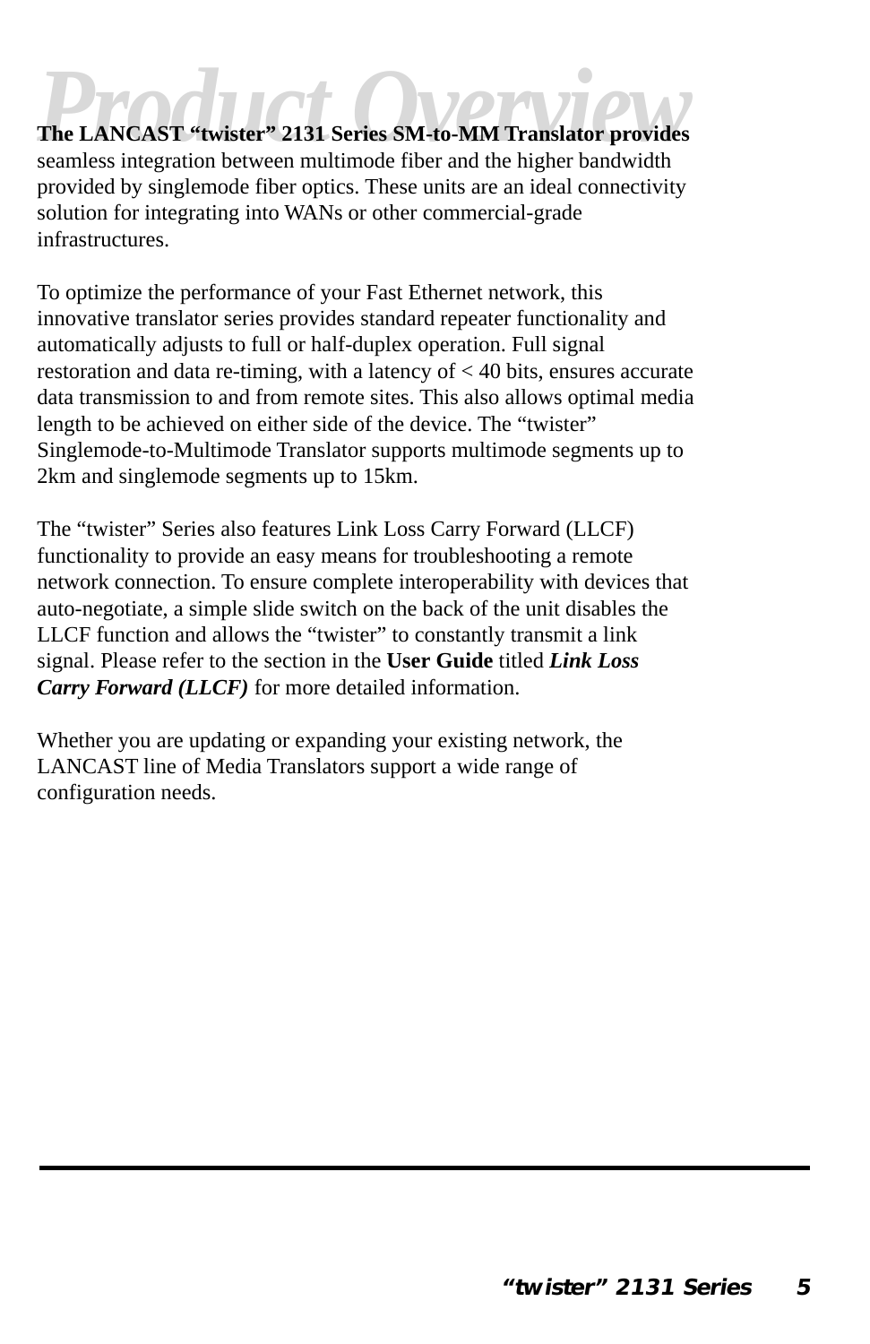# Product Overview

**The LANCAST "twister" 2131 Series SM-to-MM Translator provides** seamless integration between multimode fiber and the higher bandwidth provided by singlemode fiber optics. These units are an ideal connectivity solution for integrating into WANs or other commercial-grade infrastructures.

To optimize the performance of your Fast Ethernet network, this innovative translator series provides standard repeater functionality and automatically adjusts to full or half-duplex operation. Full signal restoration and data re-timing, with a latency of < 40 bits, ensures accurate data transmission to and from remote sites. This also allows optimal media length to be achieved on either side of the device. The "twister" Singlemode-to-Multimode Translator supports multimode segments up to 2km and singlemode segments up to 15km.

The "twister" Series also features Link Loss Carry Forward (LLCF) functionality to provide an easy means for troubleshooting a remote network connection. To ensure complete interoperability with devices that auto-negotiate, a simple slide switch on the back of the unit disables the LLCF function and allows the "twister" to constantly transmit a link signal. Please refer to the section in the **User Guide** titled ***Link Loss Carry Forward (LLCF)*** for more detailed information.

Whether you are updating or expanding your existing network, the LANCAST line of Media Translators support a wide range of configuration needs.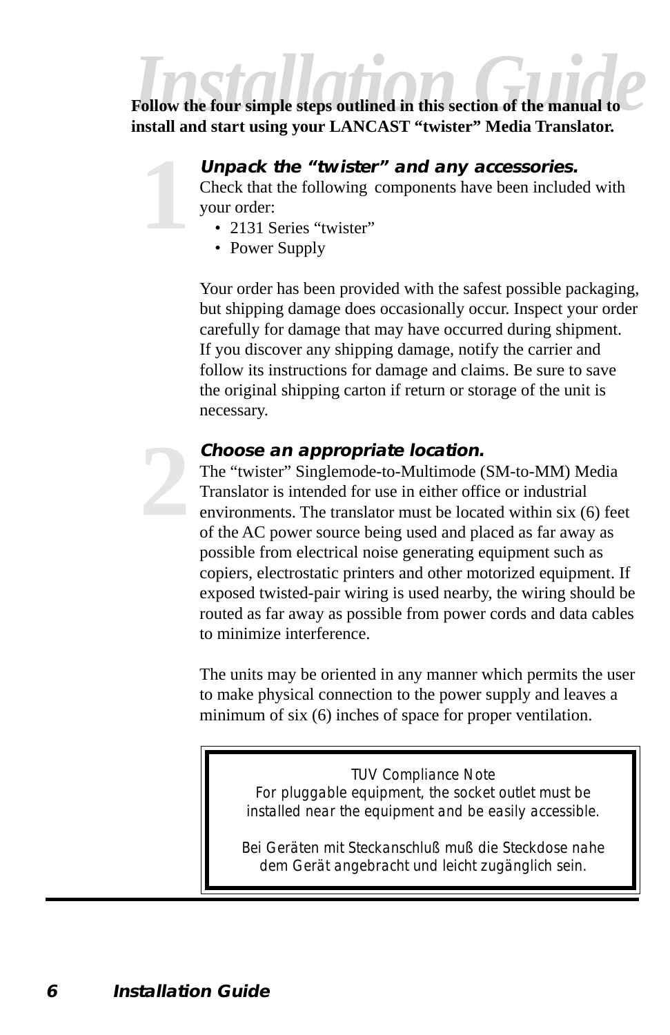# Installation Guide

**Follow the four simple steps outlined in this section of the manual to install and start using your LANCAST “twister” Media Translator.**

## 1

### *Unpack the “twister” and any accessories.*

Check that the following components have been included with your order:

- 2131 Series “twister”
- Power Supply

Your order has been provided with the safest possible packaging, but shipping damage does occasionally occur. Inspect your order carefully for damage that may have occurred during shipment. If you discover any shipping damage, notify the carrier and follow its instructions for damage and claims. Be sure to save the original shipping carton if return or storage of the unit is necessary.

## 2

### *Choose an appropriate location.*

The “twister” Singlemode-to-Multimode (SM-to-MM) Media Translator is intended for use in either office or industrial environments. The translator must be located within six (6) feet of the AC power source being used and placed as far away as possible from electrical noise generating equipment such as copiers, electrostatic printers and other motorized equipment. If exposed twisted-pair wiring is used nearby, the wiring should be routed as far away as possible from power cords and data cables to minimize interference.

The units may be oriented in any manner which permits the user to make physical connection to the power supply and leaves a minimum of six (6) inches of space for proper ventilation.

> TUV Compliance Note
> For pluggable equipment, the socket outlet must be installed near the equipment and be easily accessible.
>
> Bei Geräten mit Steckanschluß muß die Steckdose nahe dem Gerät angebracht und leicht zugänglich sein.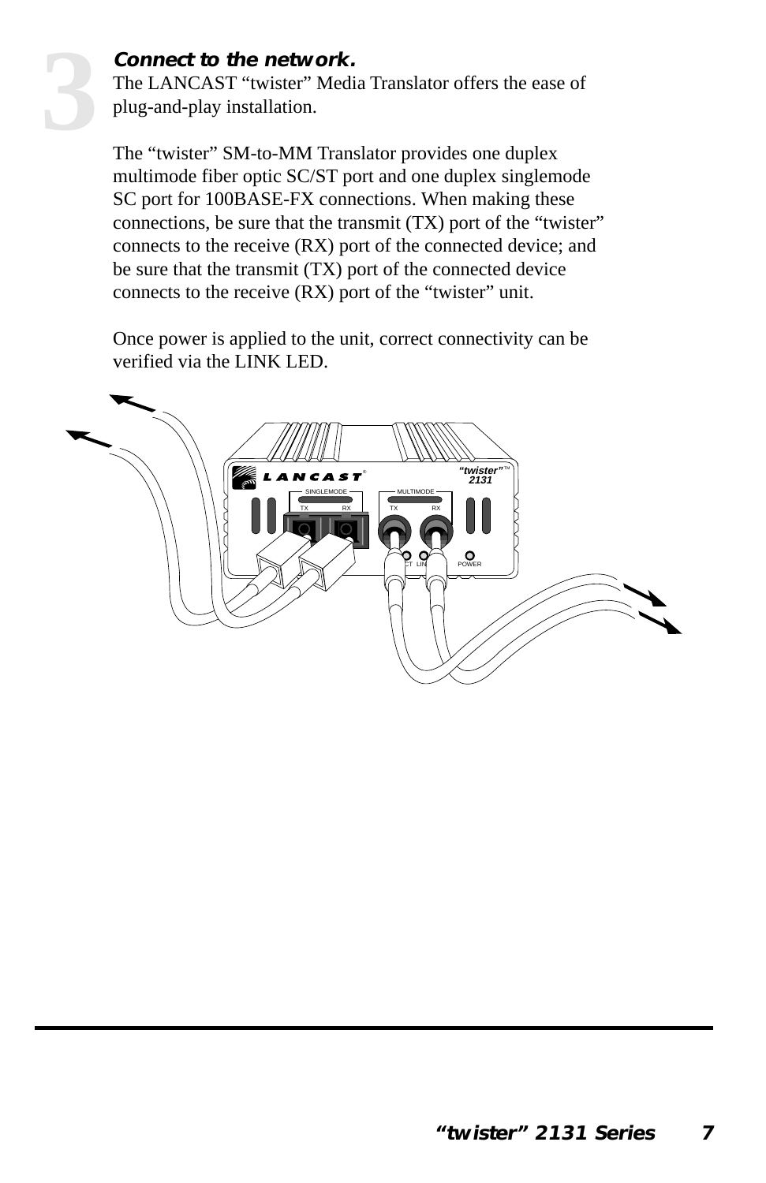# 3 Connect to the network.

The LANCAST "twister" Media Translator offers the ease of plug-and-play installation.

The "twister" SM-to-MM Translator provides one duplex multimode fiber optic SC/ST port and one duplex singlemode SC port for 100BASE-FX connections. When making these connections, be sure that the transmit (TX) port of the "twister" connects to the receive (RX) port of the connected device; and be sure that the transmit (TX) port of the connected device connects to the receive (RX) port of the "twister" unit.

Once power is applied to the unit, correct connectivity can be verified via the LINK LED.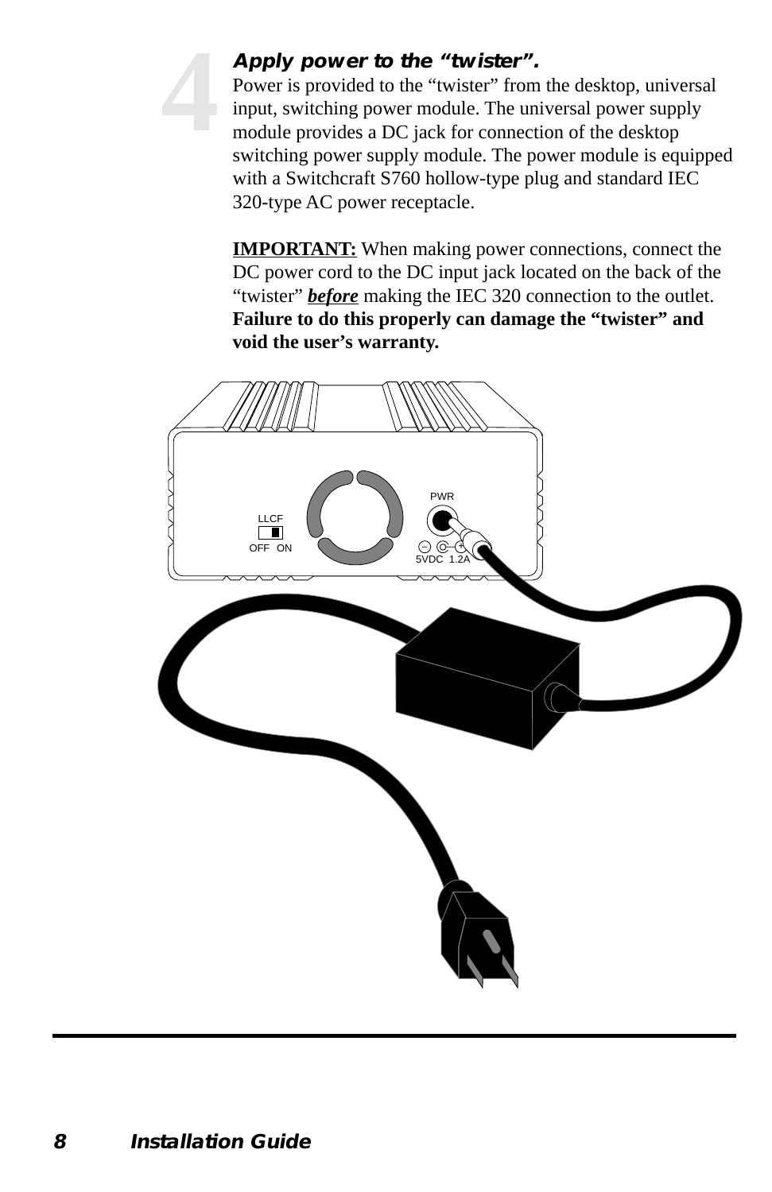## 4 Apply power to the "twister".

Power is provided to the "twister" from the desktop, universal input, switching power module. The universal power supply module provides a DC jack for connection of the desktop switching power supply module. The power module is equipped with a Switchcraft S760 hollow-type plug and standard IEC 320-type AC power receptacle.

**IMPORTANT:** When making power connections, connect the DC power cord to the DC input jack located on the back of the "twister" ***before*** making the IEC 320 connection to the outlet. **Failure to do this properly can damage the "twister" and void the user's warranty.**

LLCF

OFF ON

PWR

5VDC 1.2A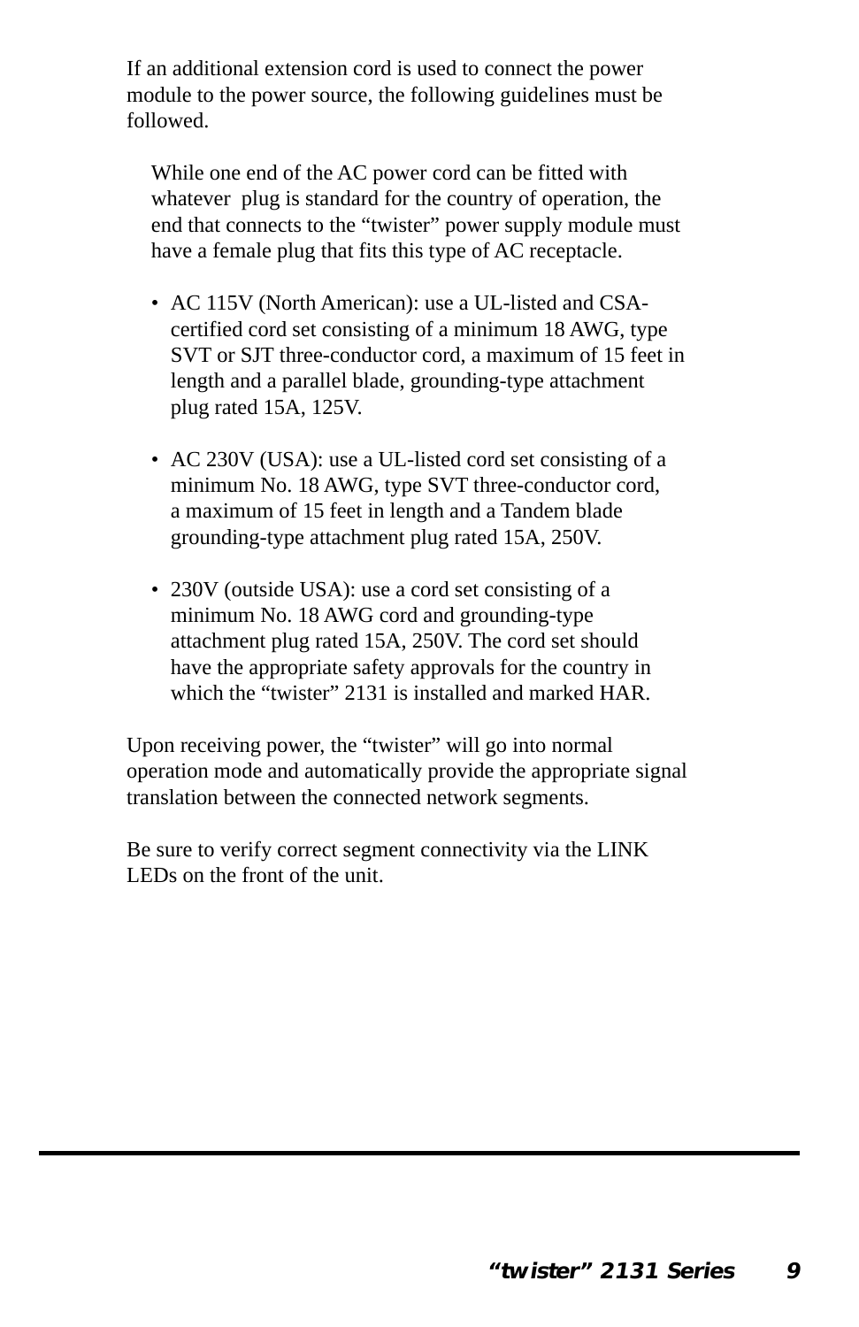If an additional extension cord is used to connect the power module to the power source, the following guidelines must be followed.

While one end of the AC power cord can be fitted with whatever plug is standard for the country of operation, the end that connects to the "twister" power supply module must have a female plug that fits this type of AC receptacle.

- AC 115V (North American): use a UL-listed and CSA-certified cord set consisting of a minimum 18 AWG, type SVT or SJT three-conductor cord, a maximum of 15 feet in length and a parallel blade, grounding-type attachment plug rated 15A, 125V.

- AC 230V (USA): use a UL-listed cord set consisting of a minimum No. 18 AWG, type SVT three-conductor cord, a maximum of 15 feet in length and a Tandem blade grounding-type attachment plug rated 15A, 250V.

- 230V (outside USA): use a cord set consisting of a minimum No. 18 AWG cord and grounding-type attachment plug rated 15A, 250V. The cord set should have the appropriate safety approvals for the country in which the "twister" 2131 is installed and marked HAR.

Upon receiving power, the "twister" will go into normal operation mode and automatically provide the appropriate signal translation between the connected network segments.

Be sure to verify correct segment connectivity via the LINK LEDs on the front of the unit.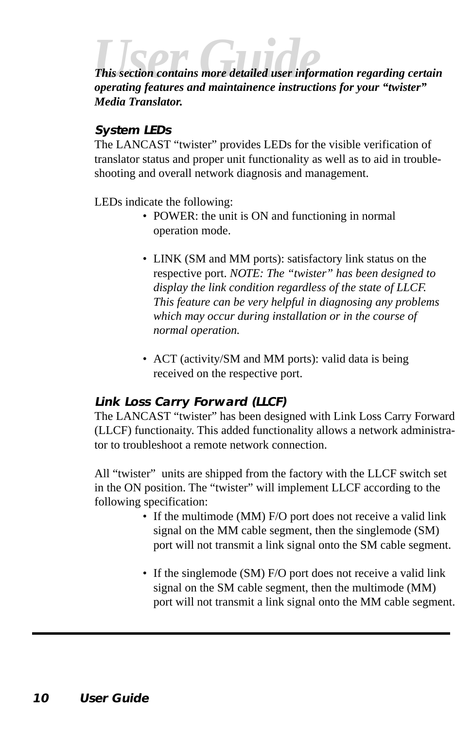# User Guide

***This section contains more detailed user information regarding certain operating features and maintainence instructions for your "twister" Media Translator.***

### System LEDs

The LANCAST "twister" provides LEDs for the visible verification of translator status and proper unit functionality as well as to aid in trouble-shooting and overall network diagnosis and management.

LEDs indicate the following:

- POWER: the unit is ON and functioning in normal operation mode.
- LINK (SM and MM ports): satisfactory link status on the respective port. *NOTE: The "twister" has been designed to display the link condition regardless of the state of LLCF. This feature can be very helpful in diagnosing any problems which may occur during installation or in the course of normal operation.*
- ACT (activity/SM and MM ports): valid data is being received on the respective port.

### Link Loss Carry Forward (LLCF)

The LANCAST "twister" has been designed with Link Loss Carry Forward (LLCF) functionaity. This added functionality allows a network administrator to troubleshoot a remote network connection.

All "twister" units are shipped from the factory with the LLCF switch set in the ON position. The "twister" will implement LLCF according to the following specification:

- If the multimode (MM) F/O port does not receive a valid link signal on the MM cable segment, then the singlemode (SM) port will not transmit a link signal onto the SM cable segment.
- If the singlemode (SM) F/O port does not receive a valid link signal on the SM cable segment, then the multimode (MM) port will not transmit a link signal onto the MM cable segment.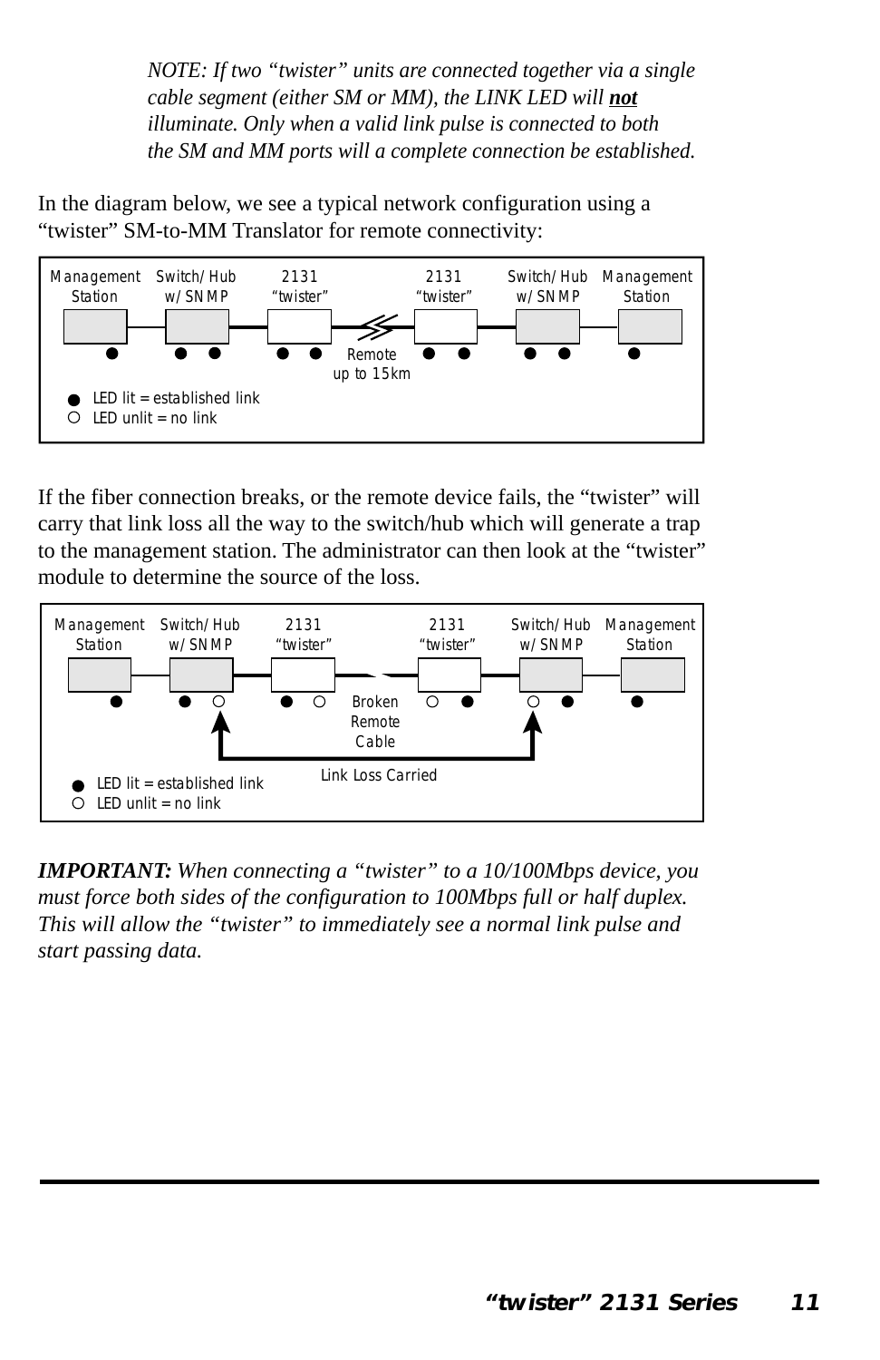*NOTE: If two "twister" units are connected together via a single cable segment (either SM or MM), the LINK LED will **not** illuminate. Only when a valid link pulse is connected to both the SM and MM ports will a complete connection be established.*

In the diagram below, we see a typical network configuration using a "twister" SM-to-MM Translator for remote connectivity:

Management Station
Switch/Hub w/SNMP
2131 "twister"
2131 "twister"
Switch/Hub w/SNMP
Management Station
Remote up to 15km
LED lit = established link
LED unlit = no link

If the fiber connection breaks, or the remote device fails, the "twister" will carry that link loss all the way to the switch/hub which will generate a trap to the management station. The administrator can then look at the "twister" module to determine the source of the loss.

Management Station
Switch/Hub w/SNMP
2131 "twister"
2131 "twister"
Switch/Hub w/SNMP
Management Station
Broken Remote Cable
Link Loss Carried
LED lit = established link
LED unlit = no link

***IMPORTANT:** When connecting a "twister" to a 10/100Mbps device, you must force both sides of the configuration to 100Mbps full or half duplex. This will allow the "twister" to immediately see a normal link pulse and start passing data.*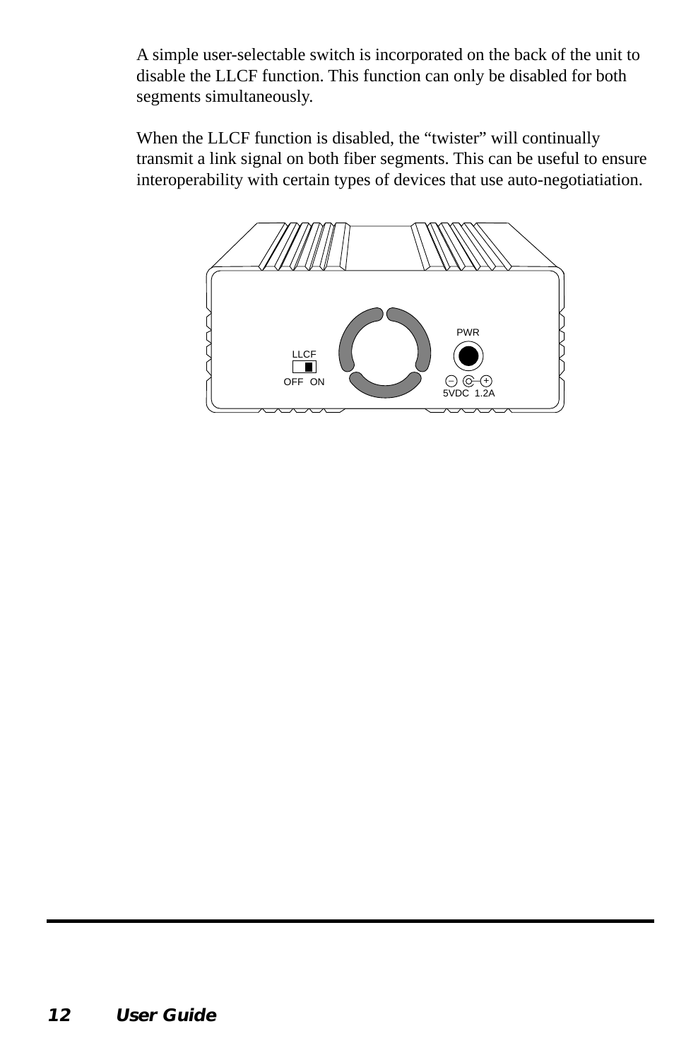A simple user-selectable switch is incorporated on the back of the unit to disable the LLCF function. This function can only be disabled for both segments simultaneously.

When the LLCF function is disabled, the “twister” will continually transmit a link signal on both fiber segments. This can be useful to ensure interoperability with certain types of devices that use auto-negotiatiation.

LLCF

OFF ON

PWR

5VDC 1.2A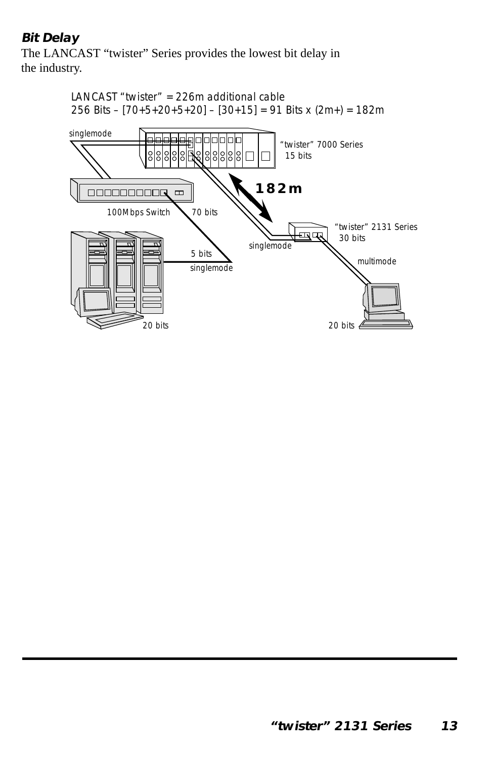### ***Bit Delay***

The LANCAST “twister” Series provides the lowest bit delay in the industry.

LANCAST “twister” = 226m additional cable

256 Bits – [70+5+20+5+20] – [30+15] = 91 Bits x (2m+) = 182m

singlemode

“twister” 7000 Series
15 bits

182m

100Mbps Switch 70 bits

“twister” 2131 Series
30 bits

singlemode

5 bits

singlemode

multimode

20 bits

20 bits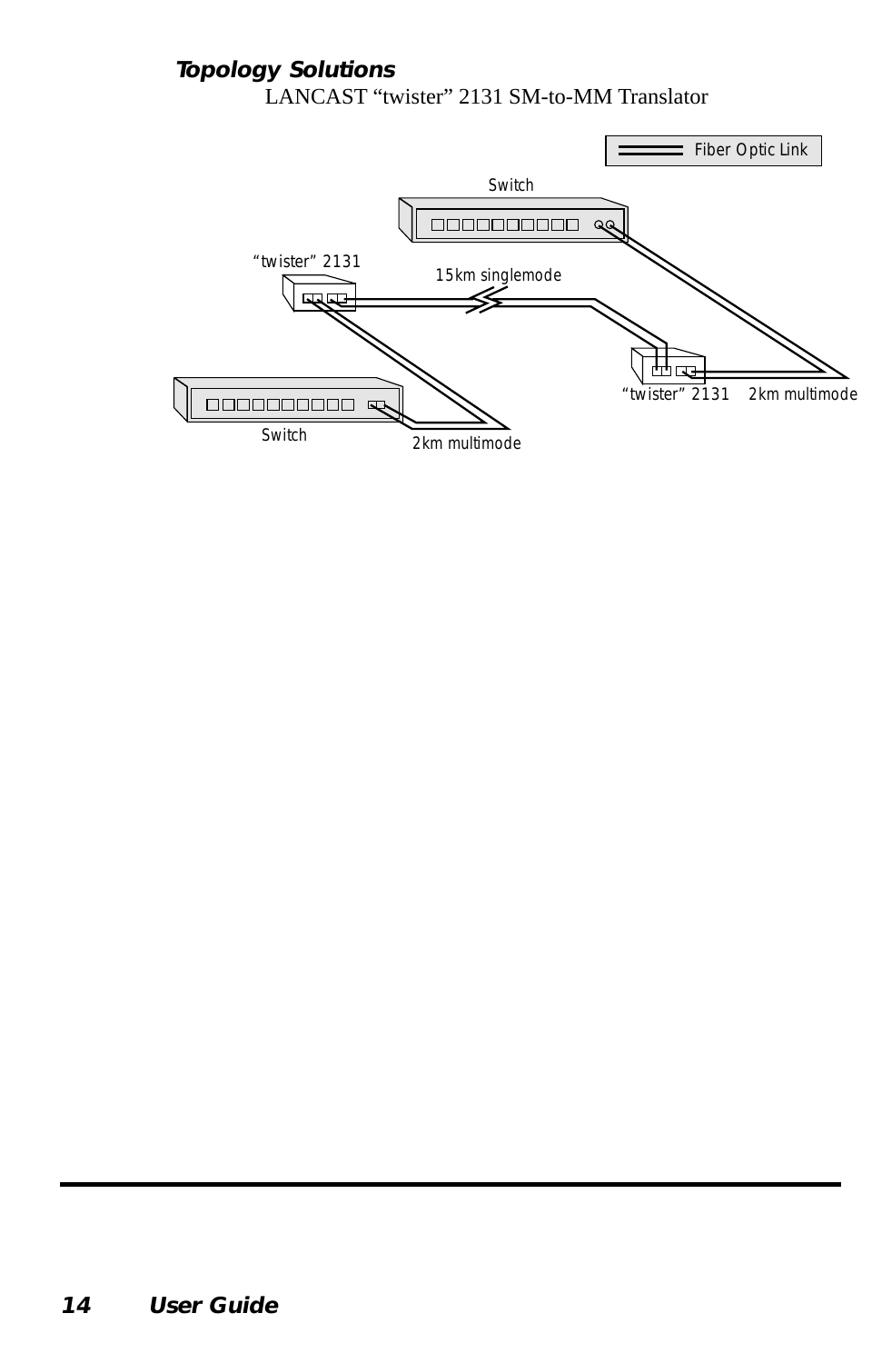## *Topology Solutions*

LANCAST “twister” 2131 SM-to-MM Translator

Fiber Optic Link

Switch

“twister” 2131

15km singlemode

“twister” 2131

2km multimode

Switch

2km multimode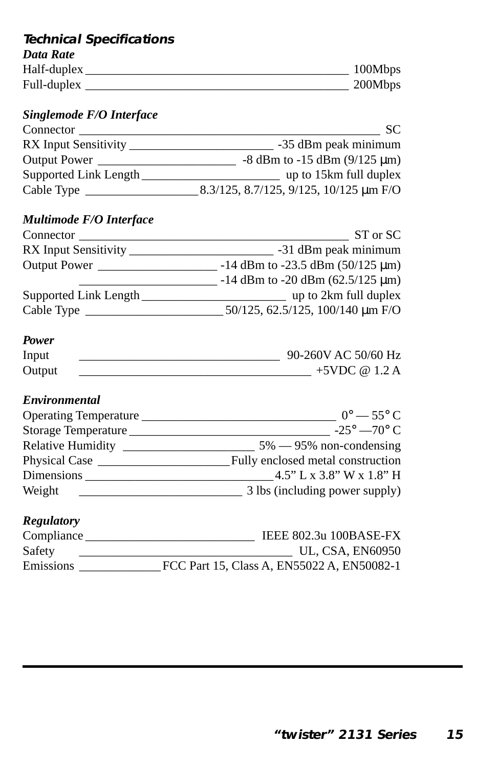## Technical Specifications

### *Data Rate*

| | |
|---|---|
| Half-duplex | 100Mbps |
| Full-duplex | 200Mbps |

### *Singlemode F/O Interface*

| | |
|---|---|
| Connector | SC |
| RX Input Sensitivity | -35 dBm peak minimum |
| Output Power | -8 dBm to -15 dBm (9/125 µm) |
| Supported Link Length | up to 15km full duplex |
| Cable Type | 8.3/125, 8.7/125, 9/125, 10/125 µm F/O |

### *Multimode F/O Interface*

| | |
|---|---|
| Connector | ST or SC |
| RX Input Sensitivity | -31 dBm peak minimum |
| Output Power | -14 dBm to -23.5 dBm (50/125 µm) |
| | -14 dBm to -20 dBm (62.5/125 µm) |
| Supported Link Length | up to 2km full duplex |
| Cable Type | 50/125, 62.5/125, 100/140 µm F/O |

### *Power*

| | |
|---|---|
| Input | 90-260V AC 50/60 Hz |
| Output | +5VDC @ 1.2 A |

### *Environmental*

| | |
|---|---|
| Operating Temperature | 0° — 55° C |
| Storage Temperature | -25° —70° C |
| Relative Humidity | 5% — 95% non-condensing |
| Physical Case | Fully enclosed metal construction |
| Dimensions | 4.5” L x 3.8” W x 1.8” H |
| Weight | 3 lbs (including power supply) |

### *Regulatory*

| | |
|---|---|
| Compliance | IEEE 802.3u 100BASE-FX |
| Safety | UL, CSA, EN60950 |
| Emissions | FCC Part 15, Class A, EN55022 A, EN50082-1 |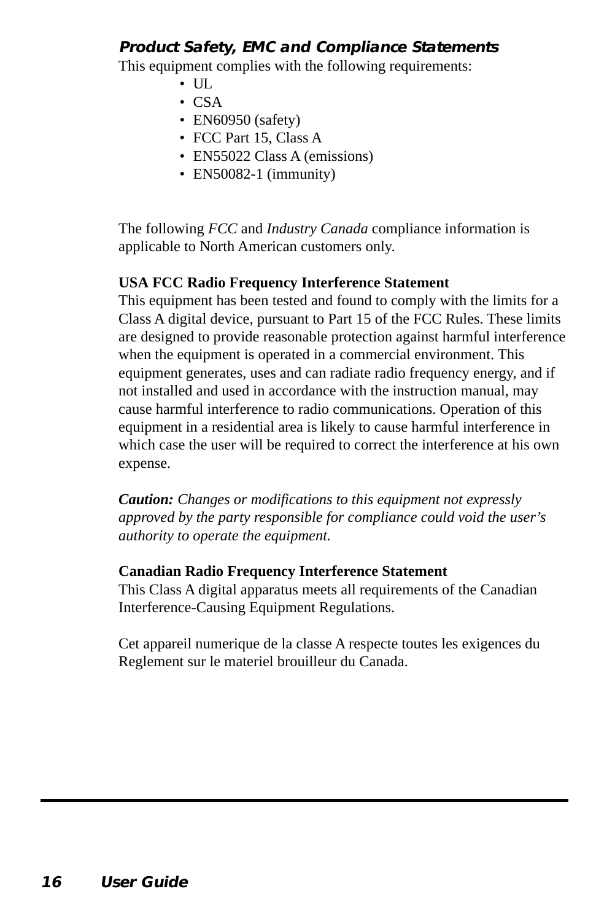### *Product Safety, EMC and Compliance Statements*

This equipment complies with the following requirements:

- UL
- CSA
- EN60950 (safety)
- FCC Part 15, Class A
- EN55022 Class A (emissions)
- EN50082-1 (immunity)

The following *FCC* and *Industry Canada* compliance information is applicable to North American customers only.

**USA FCC Radio Frequency Interference Statement**

This equipment has been tested and found to comply with the limits for a Class A digital device, pursuant to Part 15 of the FCC Rules. These limits are designed to provide reasonable protection against harmful interference when the equipment is operated in a commercial environment. This equipment generates, uses and can radiate radio frequency energy, and if not installed and used in accordance with the instruction manual, may cause harmful interference to radio communications. Operation of this equipment in a residential area is likely to cause harmful interference in which case the user will be required to correct the interference at his own expense.

***Caution:*** *Changes or modifications to this equipment not expressly approved by the party responsible for compliance could void the user's authority to operate the equipment.*

**Canadian Radio Frequency Interference Statement**

This Class A digital apparatus meets all requirements of the Canadian Interference-Causing Equipment Regulations.

Cet appareil numerique de la classe A respecte toutes les exigences du Reglement sur le materiel brouilleur du Canada.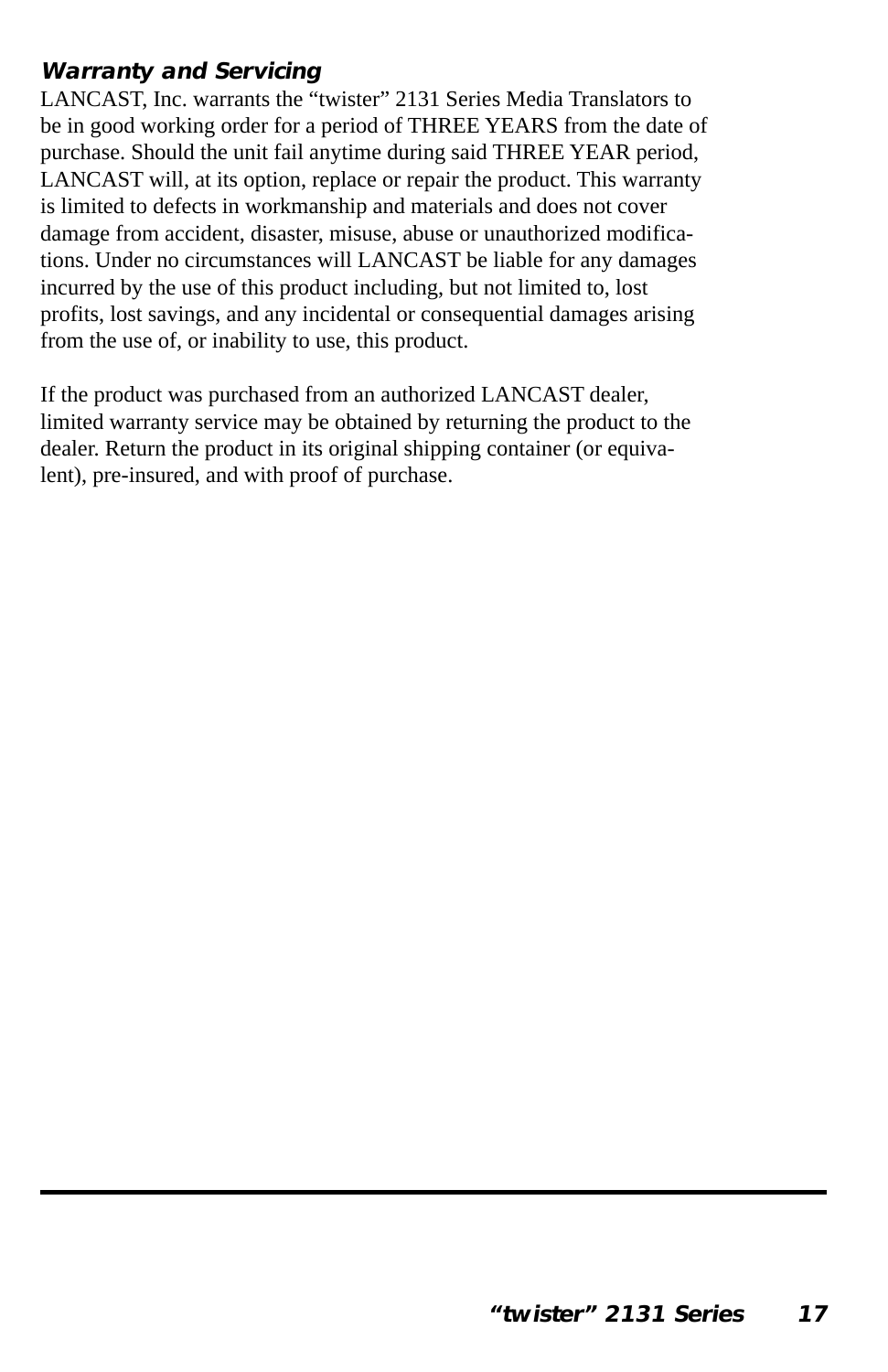### *Warranty and Servicing*

LANCAST, Inc. warrants the “twister” 2131 Series Media Translators to be in good working order for a period of THREE YEARS from the date of purchase. Should the unit fail anytime during said THREE YEAR period, LANCAST will, at its option, replace or repair the product. This warranty is limited to defects in workmanship and materials and does not cover damage from accident, disaster, misuse, abuse or unauthorized modifications. Under no circumstances will LANCAST be liable for any damages incurred by the use of this product including, but not limited to, lost profits, lost savings, and any incidental or consequential damages arising from the use of, or inability to use, this product.

If the product was purchased from an authorized LANCAST dealer, limited warranty service may be obtained by returning the product to the dealer. Return the product in its original shipping container (or equivalent), pre-insured, and with proof of purchase.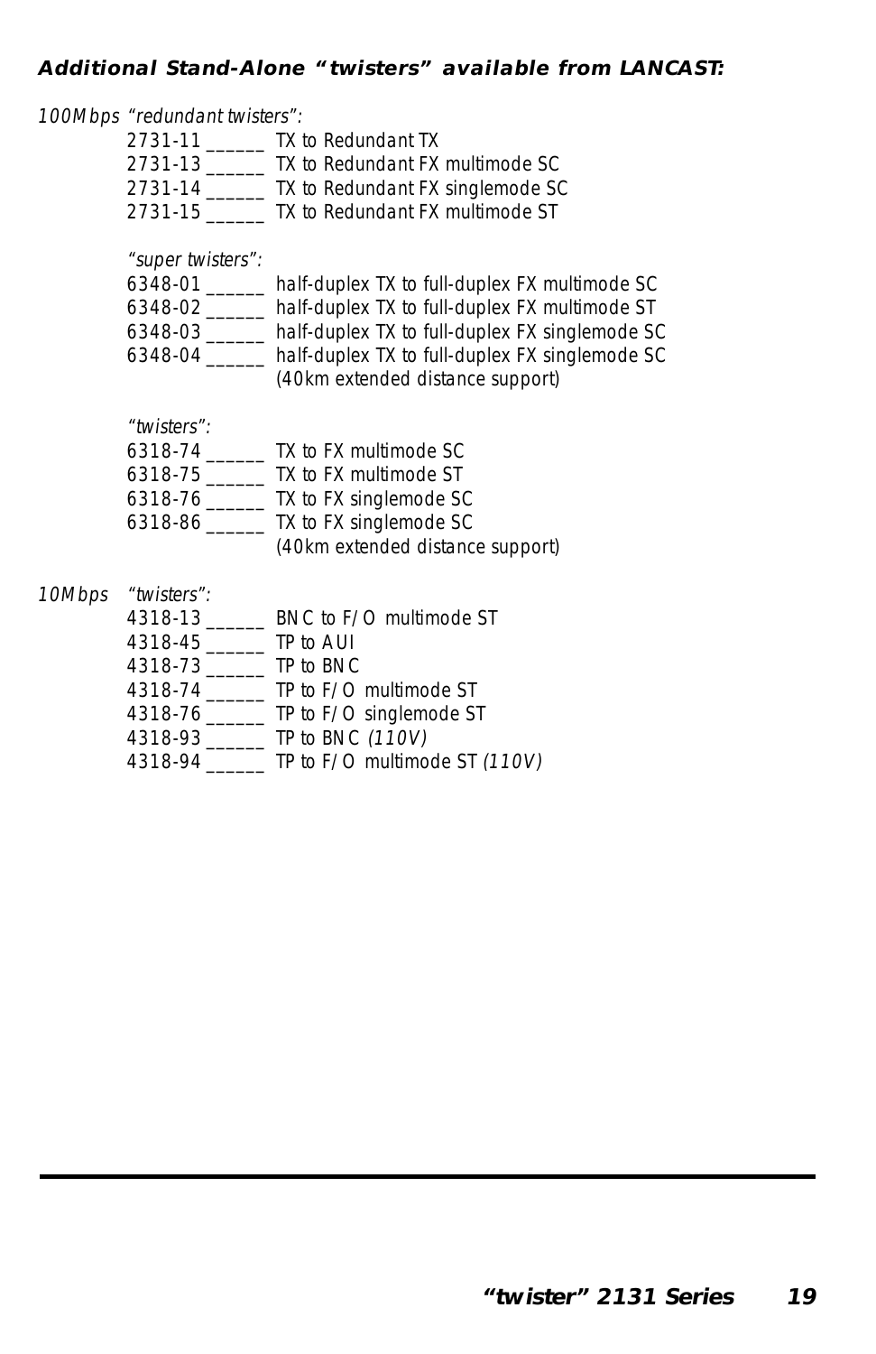***Additional Stand-Alone "twisters" available from LANCAST:***

*100Mbps* *"redundant twisters":*

2731-11 ______ TX to Redundant TX
2731-13 ______ TX to Redundant FX multimode SC
2731-14 ______ TX to Redundant FX singlemode SC
2731-15 ______ TX to Redundant FX multimode ST

*"super twisters":*

6348-01 ______ half-duplex TX to full-duplex FX multimode SC
6348-02 ______ half-duplex TX to full-duplex FX multimode ST
6348-03 ______ half-duplex TX to full-duplex FX singlemode SC
6348-04 ______ half-duplex TX to full-duplex FX singlemode SC (40km extended distance support)

*"twisters":*

6318-74 ______ TX to FX multimode SC
6318-75 ______ TX to FX multimode ST
6318-76 ______ TX to FX singlemode SC
6318-86 ______ TX to FX singlemode SC (40km extended distance support)

*10Mbps* *"twisters":*

4318-13 ______ BNC to F/O multimode ST
4318-45 ______ TP to AUI
4318-73 ______ TP to BNC
4318-74 ______ TP to F/O multimode ST
4318-76 ______ TP to F/O singlemode ST
4318-93 ______ TP to BNC *(110V)*
4318-94 ______ TP to F/O multimode ST *(110V)*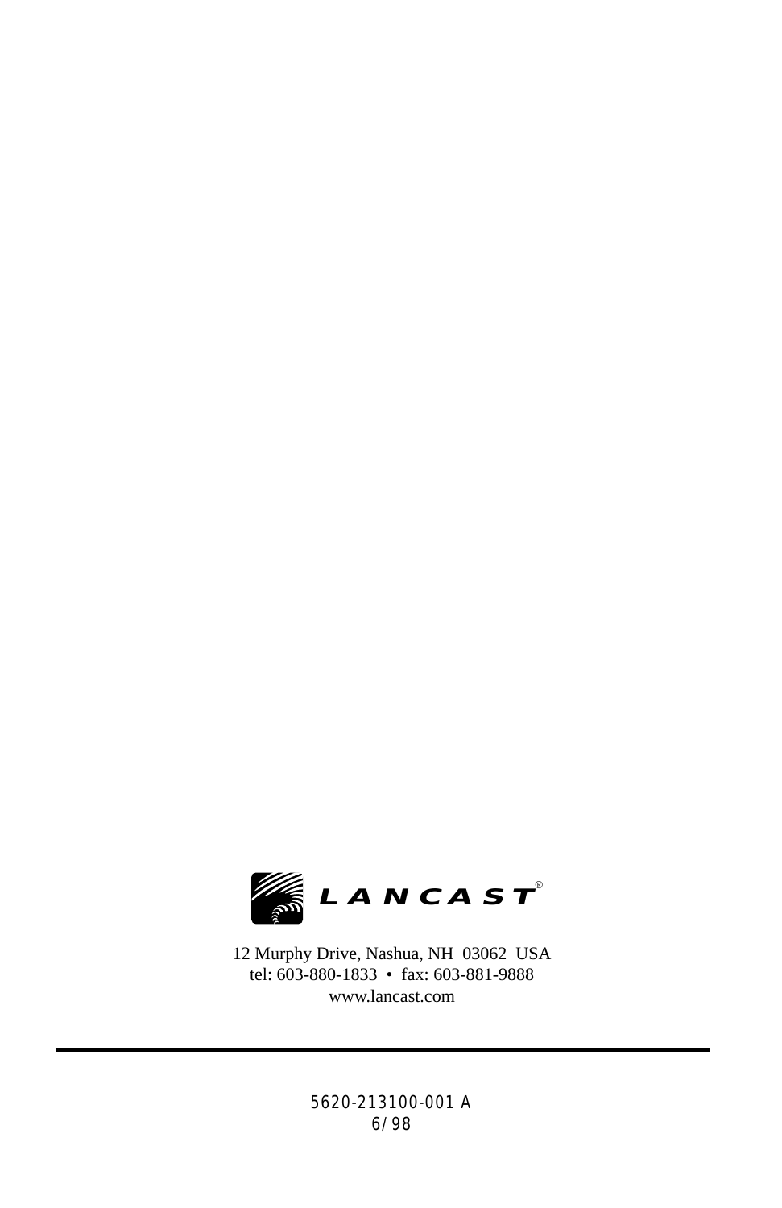LANCAST®

12 Murphy Drive, Nashua, NH  03062  USA
tel: 603-880-1833  •  fax: 603-881-9888
www.lancast.com

5620-213100-001 A
6/98